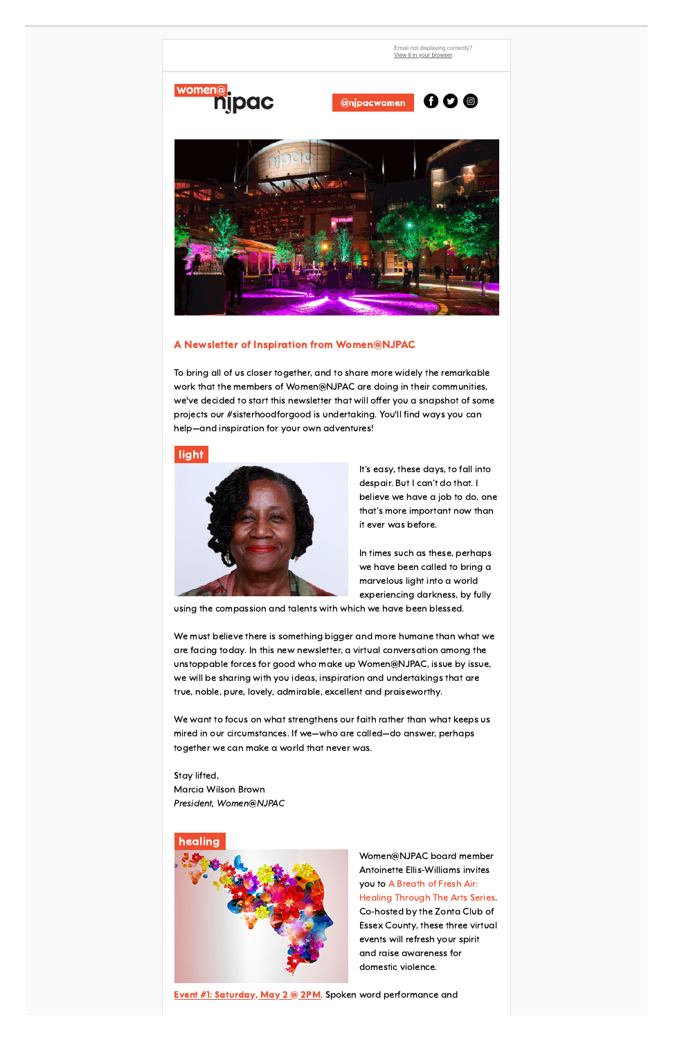Email not displaying correctly?
View it in your browser

women@ njpac

@njpacwomen

## A Newsletter of Inspiration from Women@NJPAC

To bring all of us closer together, and to share more widely the remarkable work that the members of Women@NJPAC are doing in their communities, we've decided to start this newsletter that will offer you a snapshot of some projects our #sisterhoodforgood is undertaking. You'll find ways you can help—and inspiration for your own adventures!

### light

It's easy, these days, to fall into despair. But I can't do that. I believe we have a job to do, one that's more important now than it ever was before.

In times such as these, perhaps we have been called to bring a marvelous light into a world experiencing darkness, by fully using the compassion and talents with which we have been blessed.

We must believe there is something bigger and more humane than what we are facing today. In this new newsletter, a virtual conversation among the unstoppable forces for good who make up Women@NJPAC, issue by issue, we will be sharing with you ideas, inspiration and undertakings that are true, noble, pure, lovely, admirable, excellent and praiseworthy.

We want to focus on what strengthens our faith rather than what keeps us mired in our circumstances. If we—who are called—do answer, perhaps together we can make a world that never was.

Stay lifted,
Marcia Wilson Brown
*President, Women@NJPAC*

### healing

Women@NJPAC board member Antoinette Ellis-Williams invites you to A Breath of Fresh Air: Healing Through The Arts Series. Co-hosted by the Zonta Club of Essex County, these three virtual events will refresh your spirit and raise awareness for domestic violence.

**Event #1: Saturday, May 2 @ 2PM**. Spoken word performance and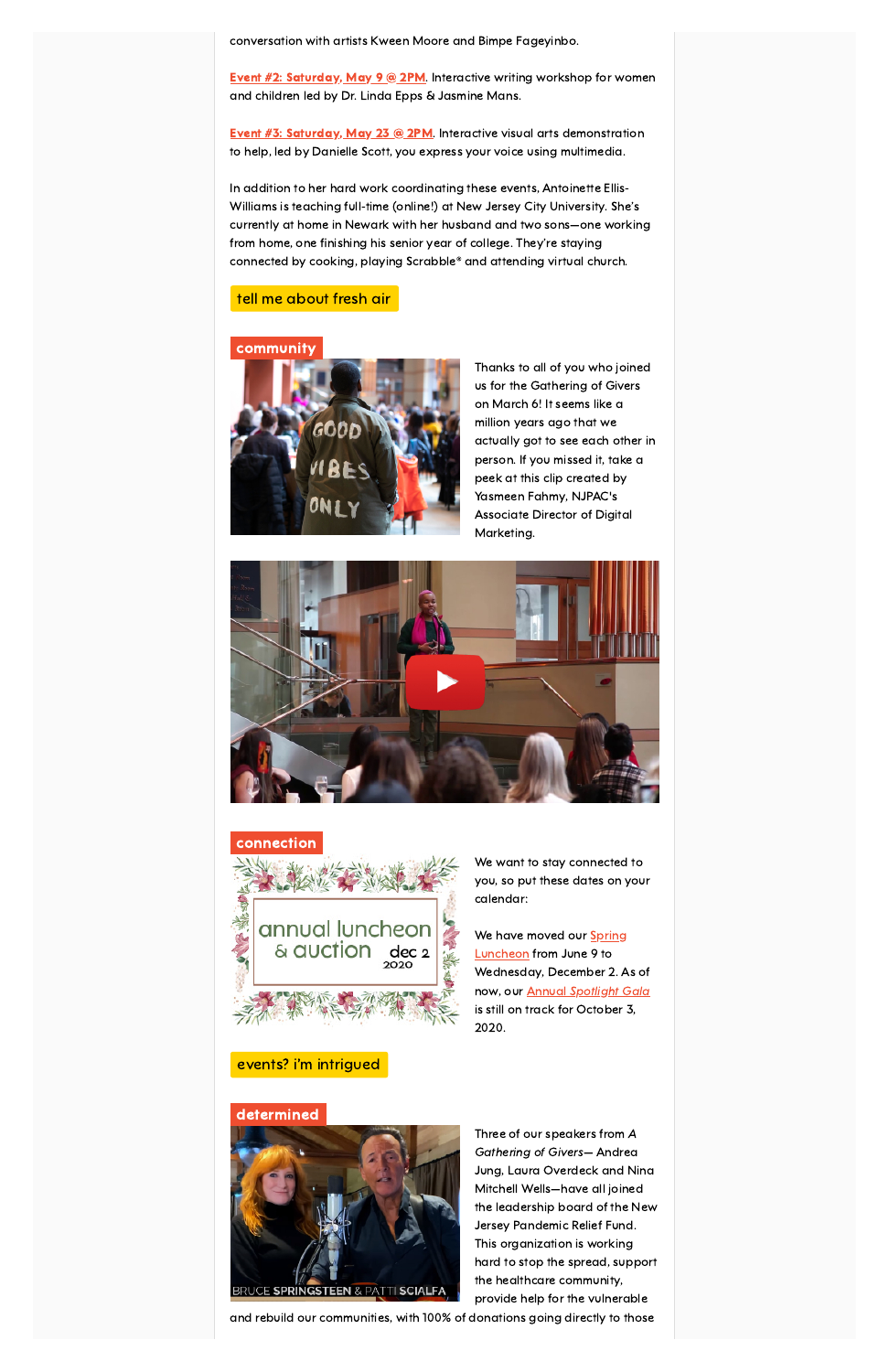conversation with artists Kween Moore and Bimpe Fageyinbo.

**Event #2: Saturday, May 9 @ 2PM**. Interactive writing workshop for women and children led by Dr. Linda Epps & Jasmine Mans.

**Event #3: Saturday, May 23 @ 2PM**. Interactive visual arts demonstration to help, led by Danielle Scott, you express your voice using multimedia.

In addition to her hard work coordinating these events, Antoinette Ellis-Williams is teaching full-time (online!) at New Jersey City University. She's currently at home in Newark with her husband and two sons—one working from home, one finishing his senior year of college. They're staying connected by cooking, playing Scrabble* and attending virtual church.

tell me about fresh air

**community**

Thanks to all of you who joined us for the Gathering of Givers on March 6! It seems like a million years ago that we actually got to see each other in person. If you missed it, take a peek at this clip created by Yasmeen Fahmy, NJPAC's Associate Director of Digital Marketing.

**connection**

We want to stay connected to you, so put these dates on your calendar:

We have moved our Spring Luncheon from June 9 to Wednesday, December 2. As of now, our *Annual Spotlight Gala* is still on track for October 3, 2020.

events? i'm intrigued

**determined**

Three of our speakers from *A Gathering of Givers*— Andrea Jung, Laura Overdeck and Nina Mitchell Wells—have all joined the leadership board of the New Jersey Pandemic Relief Fund. This organization is working hard to stop the spread, support the healthcare community, provide help for the vulnerable and rebuild our communities, with 100% of donations going directly to those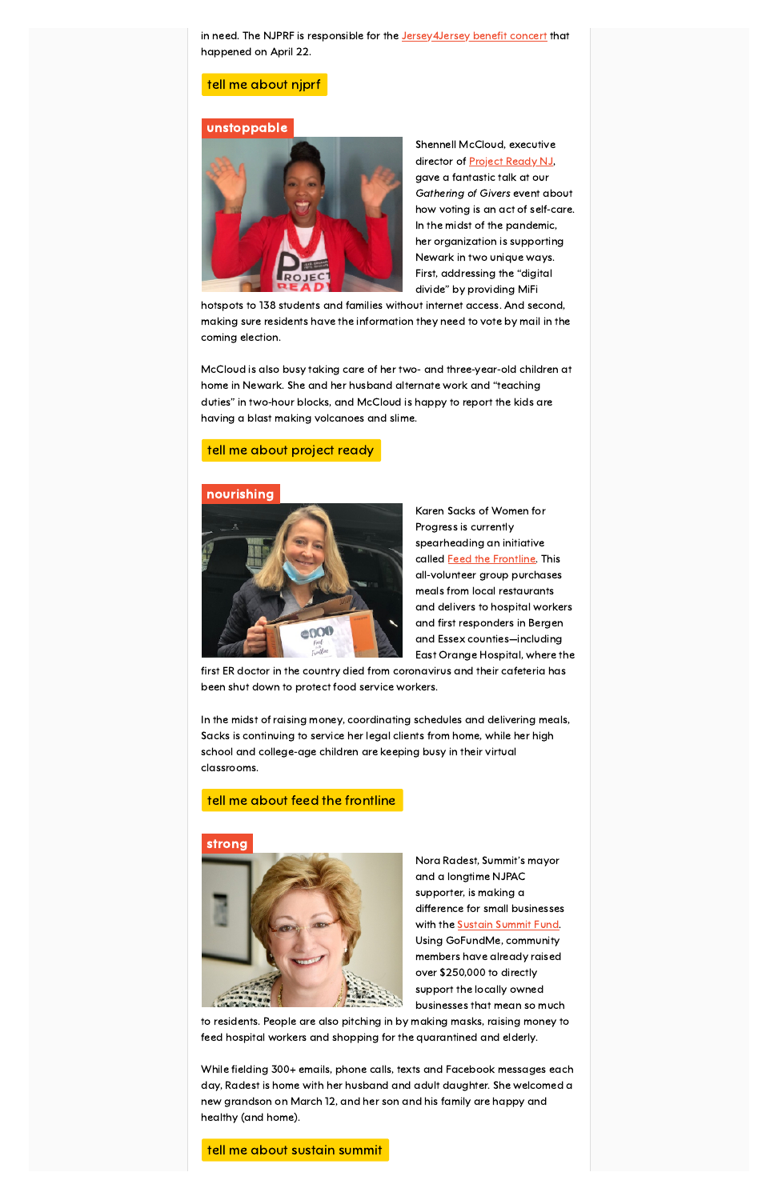in need. The NJPRF is responsible for the Jersey4Jersey benefit concert that happened on April 22.

tell me about njprf

## unstoppable

Shennell McCloud, executive director of Project Ready NJ, gave a fantastic talk at our *Gathering of Givers* event about how voting is an act of self-care. In the midst of the pandemic, her organization is supporting Newark in two unique ways. First, addressing the "digital divide" by providing MiFi hotspots to 138 students and families without internet access. And second, making sure residents have the information they need to vote by mail in the coming election.

McCloud is also busy taking care of her two- and three-year-old children at home in Newark. She and her husband alternate work and "teaching duties" in two-hour blocks, and McCloud is happy to report the kids are having a blast making volcanoes and slime.

tell me about project ready

## nourishing

Karen Sacks of Women for Progress is currently spearheading an initiative called Feed the Frontline. This all-volunteer group purchases meals from local restaurants and delivers to hospital workers and first responders in Bergen and Essex counties—including East Orange Hospital, where the first ER doctor in the country died from coronavirus and their cafeteria has been shut down to protect food service workers.

In the midst of raising money, coordinating schedules and delivering meals, Sacks is continuing to service her legal clients from home, while her high school and college-age children are keeping busy in their virtual classrooms.

tell me about feed the frontline

## strong

Nora Radest, Summit's mayor and a longtime NJPAC supporter, is making a difference for small businesses with the Sustain Summit Fund. Using GoFundMe, community members have already raised over $250,000 to directly support the locally owned businesses that mean so much to residents. People are also pitching in by making masks, raising money to feed hospital workers and shopping for the quarantined and elderly.

While fielding 300+ emails, phone calls, texts and Facebook messages each day, Radest is home with her husband and adult daughter. She welcomed a new grandson on March 12, and her son and his family are happy and healthy (and home).

tell me about sustain summit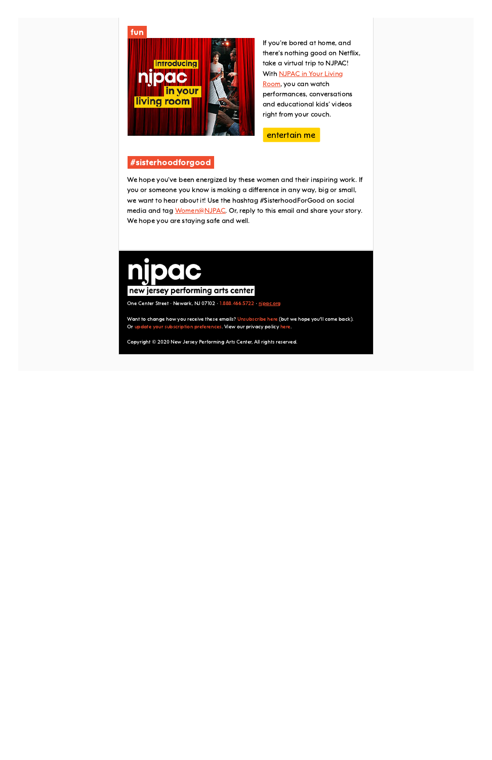fun

If you're bored at home, and there's nothing good on Netflix, take a virtual trip to NJPAC! With NJPAC in Your Living Room, you can watch performances, conversations and educational kids' videos right from your couch.

entertain me

## #sisterhoodforgood

We hope you've been energized by these women and their inspiring work. If you or someone you know is making a difference in any way, big or small, we want to hear about it! Use the hashtag #SisterhoodForGood on social media and tag Women@NJPAC. Or, reply to this email and share your story. We hope you are staying safe and well.

njpac

new jersey performing arts center

One Center Street · Newark, NJ 07102 · 1.888.466.5722 · njpac.org

Want to change how you receive these emails? Unsubscribe here (but we hope you'll come back).
Or update your subscription preferences. View our privacy policy here.

Copyright © 2020 New Jersey Performing Arts Center, All rights reserved.